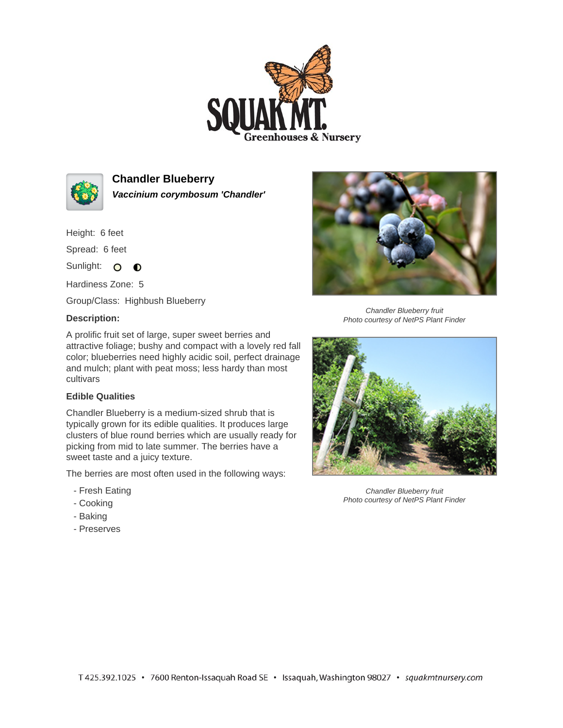# Chandler Blueberry

***Vaccinium corymbosum 'Chandler'***

Height: 6 feet

Spread: 6 feet

Sunlight:

Hardiness Zone: 5

Group/Class: Highbush Blueberry

**Description:**

A prolific fruit set of large, super sweet berries and attractive foliage; bushy and compact with a lovely red fall color; blueberries need highly acidic soil, perfect drainage and mulch; plant with peat moss; less hardy than most cultivars

**Edible Qualities**

Chandler Blueberry is a medium-sized shrub that is typically grown for its edible qualities. It produces large clusters of blue round berries which are usually ready for picking from mid to late summer. The berries have a sweet taste and a juicy texture.

The berries are most often used in the following ways:

- Fresh Eating
- Cooking
- Baking
- Preserves

*Chandler Blueberry fruit*
*Photo courtesy of NetPS Plant Finder*

*Chandler Blueberry fruit*
*Photo courtesy of NetPS Plant Finder*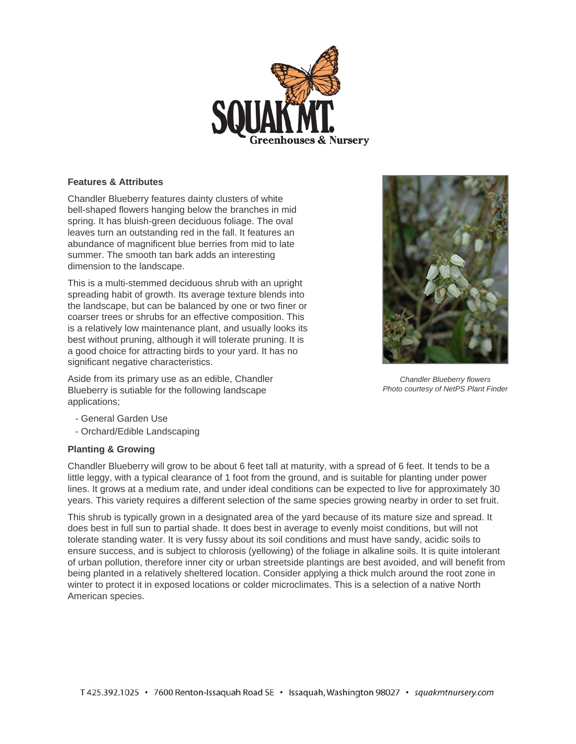### Features & Attributes

Chandler Blueberry features dainty clusters of white bell-shaped flowers hanging below the branches in mid spring. It has bluish-green deciduous foliage. The oval leaves turn an outstanding red in the fall. It features an abundance of magnificent blue berries from mid to late summer. The smooth tan bark adds an interesting dimension to the landscape.

This is a multi-stemmed deciduous shrub with an upright spreading habit of growth. Its average texture blends into the landscape, but can be balanced by one or two finer or coarser trees or shrubs for an effective composition. This is a relatively low maintenance plant, and usually looks its best without pruning, although it will tolerate pruning. It is a good choice for attracting birds to your yard. It has no significant negative characteristics.

Aside from its primary use as an edible, Chandler Blueberry is sutiable for the following landscape applications;

- General Garden Use
- Orchard/Edible Landscaping

*Chandler Blueberry flowers*
*Photo courtesy of NetPS Plant Finder*

### Planting & Growing

Chandler Blueberry will grow to be about 6 feet tall at maturity, with a spread of 6 feet. It tends to be a little leggy, with a typical clearance of 1 foot from the ground, and is suitable for planting under power lines. It grows at a medium rate, and under ideal conditions can be expected to live for approximately 30 years. This variety requires a different selection of the same species growing nearby in order to set fruit.

This shrub is typically grown in a designated area of the yard because of its mature size and spread. It does best in full sun to partial shade. It does best in average to evenly moist conditions, but will not tolerate standing water. It is very fussy about its soil conditions and must have sandy, acidic soils to ensure success, and is subject to chlorosis (yellowing) of the foliage in alkaline soils. It is quite intolerant of urban pollution, therefore inner city or urban streetside plantings are best avoided, and will benefit from being planted in a relatively sheltered location. Consider applying a thick mulch around the root zone in winter to protect it in exposed locations or colder microclimates. This is a selection of a native North American species.